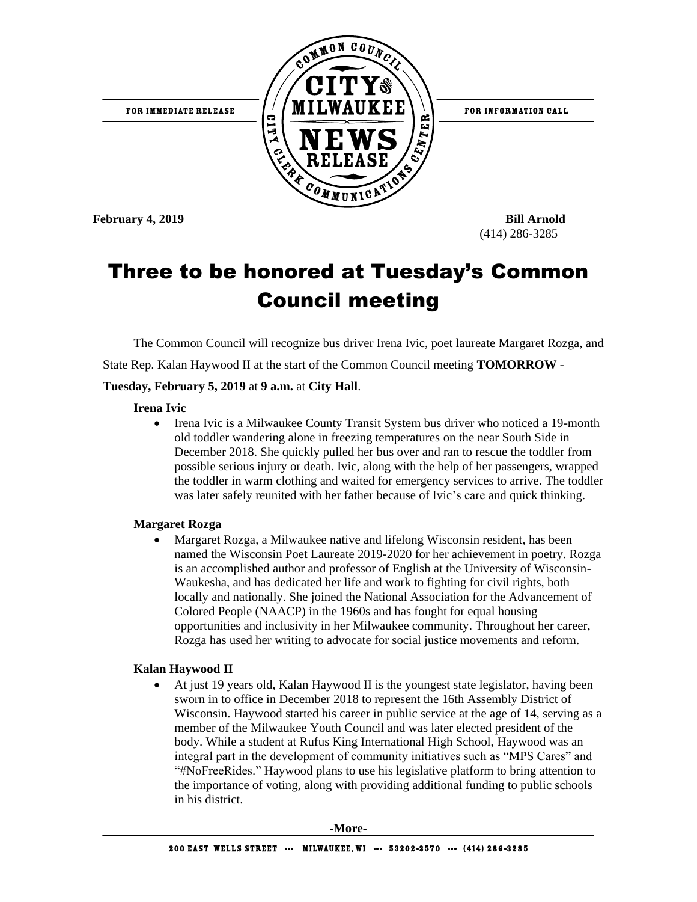FOR IMMEDIATE RELEASE

FOR INFORMATION CALL

**February 4, 2019**

**Bill Arnold**
(414) 286-3285

# Three to be honored at Tuesday's Common Council meeting

The Common Council will recognize bus driver Irena Ivic, poet laureate Margaret Rozga, and State Rep. Kalan Haywood II at the start of the Common Council meeting **TOMORROW** - **Tuesday, February 5, 2019** at **9 a.m.** at **City Hall**.

**Irena Ivic**

- Irena Ivic is a Milwaukee County Transit System bus driver who noticed a 19-month old toddler wandering alone in freezing temperatures on the near South Side in December 2018. She quickly pulled her bus over and ran to rescue the toddler from possible serious injury or death. Ivic, along with the help of her passengers, wrapped the toddler in warm clothing and waited for emergency services to arrive. The toddler was later safely reunited with her father because of Ivic's care and quick thinking.

**Margaret Rozga**

- Margaret Rozga, a Milwaukee native and lifelong Wisconsin resident, has been named the Wisconsin Poet Laureate 2019-2020 for her achievement in poetry. Rozga is an accomplished author and professor of English at the University of Wisconsin-Waukesha, and has dedicated her life and work to fighting for civil rights, both locally and nationally. She joined the National Association for the Advancement of Colored People (NAACP) in the 1960s and has fought for equal housing opportunities and inclusivity in her Milwaukee community. Throughout her career, Rozga has used her writing to advocate for social justice movements and reform.

**Kalan Haywood II**

- At just 19 years old, Kalan Haywood II is the youngest state legislator, having been sworn in to office in December 2018 to represent the 16th Assembly District of Wisconsin. Haywood started his career in public service at the age of 14, serving as a member of the Milwaukee Youth Council and was later elected president of the body. While a student at Rufus King International High School, Haywood was an integral part in the development of community initiatives such as "MPS Cares" and "#NoFreeRides." Haywood plans to use his legislative platform to bring attention to the importance of voting, along with providing additional funding to public schools in his district.

**-More-**

200 EAST WELLS STREET --- MILWAUKEE, WI --- 53202-3570 --- (414) 286-3285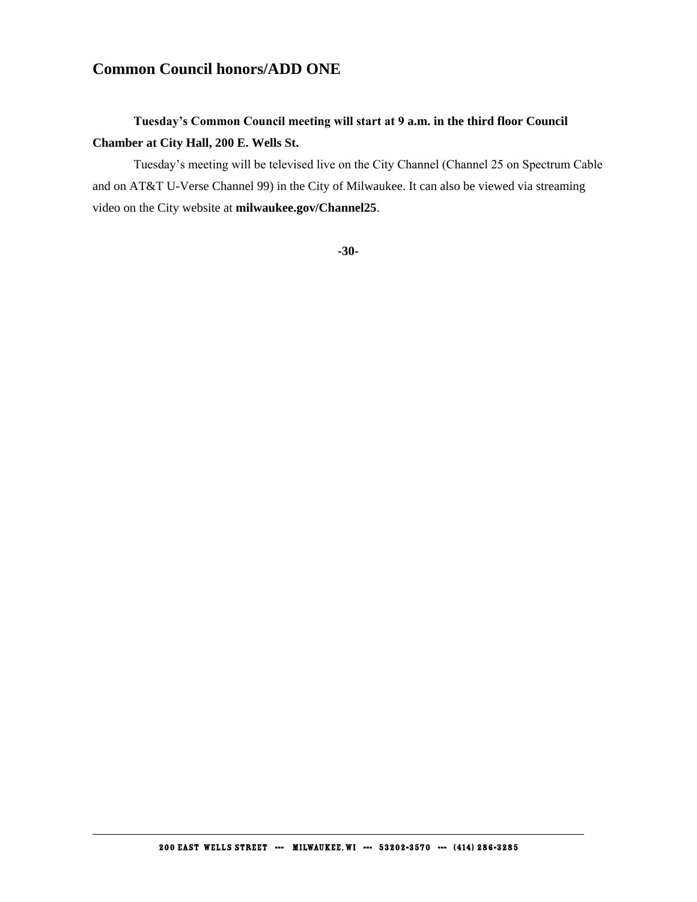## Common Council honors/ADD ONE

**Tuesday's Common Council meeting will start at 9 a.m. in the third floor Council Chamber at City Hall, 200 E. Wells St.**

Tuesday's meeting will be televised live on the City Channel (Channel 25 on Spectrum Cable and on AT&T U-Verse Channel 99) in the City of Milwaukee. It can also be viewed via streaming video on the City website at **milwaukee.gov/Channel25**.

**-30-**